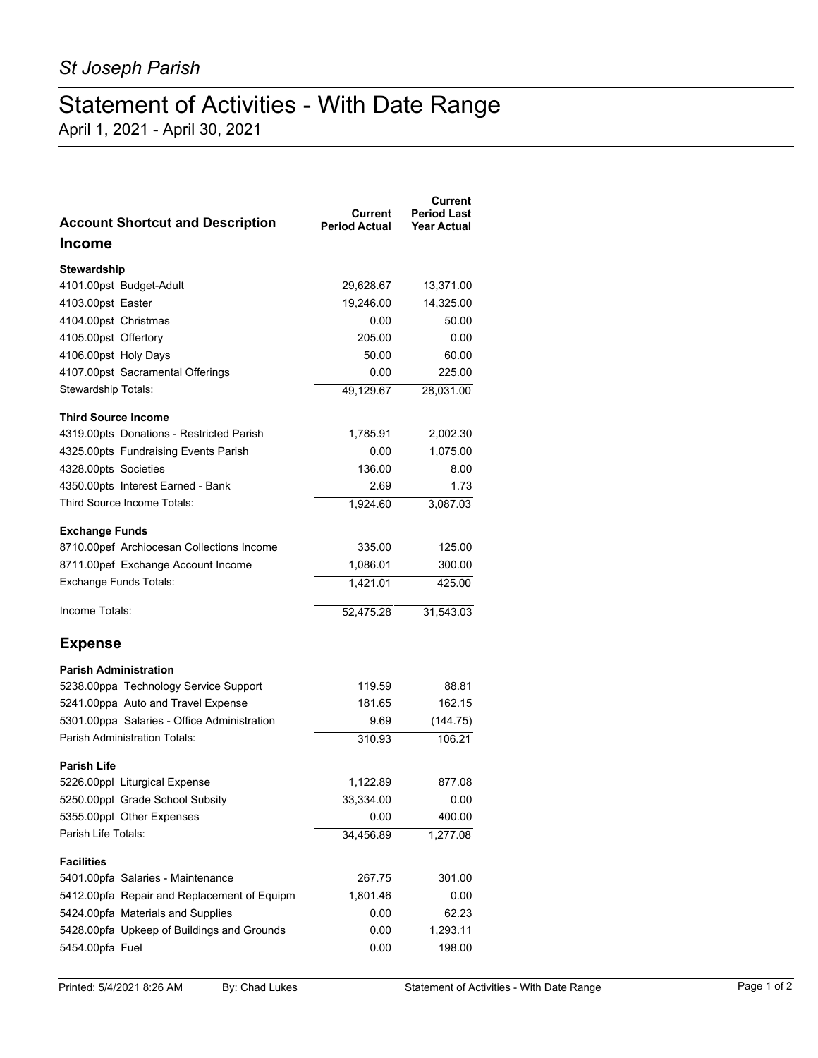*St Joseph Parish*

# Statement of Activities - With Date Range

April 1, 2021 - April 30, 2021

| Account Shortcut and Description | Current Period Actual | Current Period Last Year Actual |
|---|---|---|
| **Income** | | |
| **Stewardship** | | |
| 4101.00pst Budget-Adult | 29,628.67 | 13,371.00 |
| 4103.00pst Easter | 19,246.00 | 14,325.00 |
| 4104.00pst Christmas | 0.00 | 50.00 |
| 4105.00pst Offertory | 205.00 | 0.00 |
| 4106.00pst Holy Days | 50.00 | 60.00 |
| 4107.00pst Sacramental Offerings | 0.00 | 225.00 |
| Stewardship Totals: | 49,129.67 | 28,031.00 |
| **Third Source Income** | | |
| 4319.00pts Donations - Restricted Parish | 1,785.91 | 2,002.30 |
| 4325.00pts Fundraising Events Parish | 0.00 | 1,075.00 |
| 4328.00pts Societies | 136.00 | 8.00 |
| 4350.00pts Interest Earned - Bank | 2.69 | 1.73 |
| Third Source Income Totals: | 1,924.60 | 3,087.03 |
| **Exchange Funds** | | |
| 8710.00pef Archiocesan Collections Income | 335.00 | 125.00 |
| 8711.00pef Exchange Account Income | 1,086.01 | 300.00 |
| Exchange Funds Totals: | 1,421.01 | 425.00 |
| Income Totals: | 52,475.28 | 31,543.03 |
| **Expense** | | |
| **Parish Administration** | | |
| 5238.00ppa Technology Service Support | 119.59 | 88.81 |
| 5241.00ppa Auto and Travel Expense | 181.65 | 162.15 |
| 5301.00ppa Salaries - Office Administration | 9.69 | (144.75) |
| Parish Administration Totals: | 310.93 | 106.21 |
| **Parish Life** | | |
| 5226.00ppl Liturgical Expense | 1,122.89 | 877.08 |
| 5250.00ppl Grade School Subsity | 33,334.00 | 0.00 |
| 5355.00ppl Other Expenses | 0.00 | 400.00 |
| Parish Life Totals: | 34,456.89 | 1,277.08 |
| **Facilities** | | |
| 5401.00pfa Salaries - Maintenance | 267.75 | 301.00 |
| 5412.00pfa Repair and Replacement of Equipm | 1,801.46 | 0.00 |
| 5424.00pfa Materials and Supplies | 0.00 | 62.23 |
| 5428.00pfa Upkeep of Buildings and Grounds | 0.00 | 1,293.11 |
| 5454.00pfa Fuel | 0.00 | 198.00 |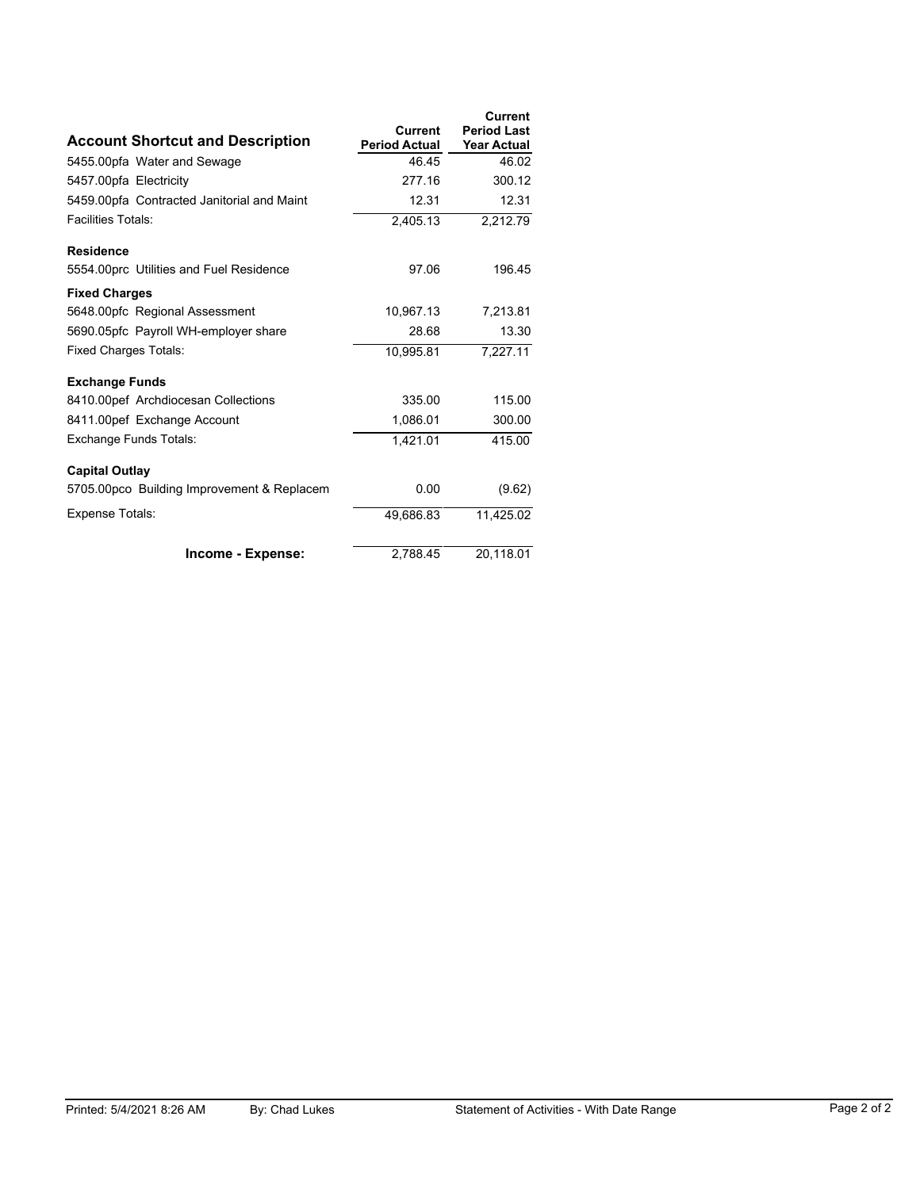| Account Shortcut and Description | Current Period Actual | Current Period Last Year Actual |
| --- | --- | --- |
| 5455.00pfa Water and Sewage | 46.45 | 46.02 |
| 5457.00pfa Electricity | 277.16 | 300.12 |
| 5459.00pfa Contracted Janitorial and Maint | 12.31 | 12.31 |
| Facilities Totals: | 2,405.13 | 2,212.79 |
| **Residence** | | |
| 5554.00prc Utilities and Fuel Residence | 97.06 | 196.45 |
| **Fixed Charges** | | |
| 5648.00pfc Regional Assessment | 10,967.13 | 7,213.81 |
| 5690.05pfc Payroll WH-employer share | 28.68 | 13.30 |
| Fixed Charges Totals: | 10,995.81 | 7,227.11 |
| **Exchange Funds** | | |
| 8410.00pef Archdiocesan Collections | 335.00 | 115.00 |
| 8411.00pef Exchange Account | 1,086.01 | 300.00 |
| Exchange Funds Totals: | 1,421.01 | 415.00 |
| **Capital Outlay** | | |
| 5705.00pco Building Improvement & Replacem | 0.00 | (9.62) |
| Expense Totals: | 49,686.83 | 11,425.02 |
| **Income - Expense:** | 2,788.45 | 20,118.01 |

Printed: 5/4/2021 8:26 AM By: Chad Lukes Statement of Activities - With Date Range